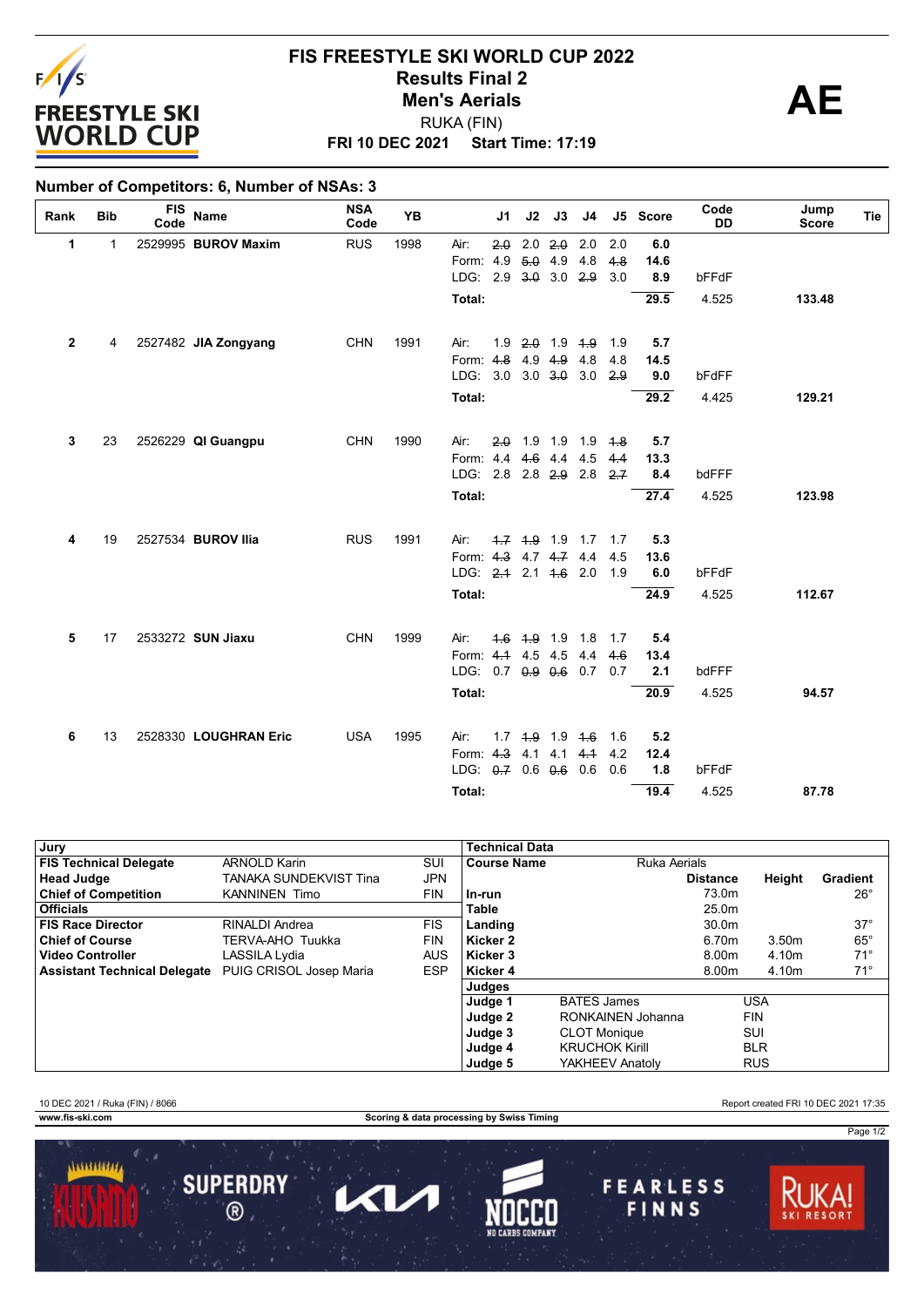# FIS FREESTYLE SKI WORLD CUP 2022

## Results Final 2

## Men's Aerials

RUKA (FIN)

**FRI 10 DEC 2021 Start Time: 17:19**

**AE**

**Number of Competitors: 6, Number of NSAs: 3**

| Rank | Bib | FIS Code | Name | NSA Code | YB | | J1 | J2 | J3 | J4 | J5 | Score | Code DD | Jump Score | Tie |
|---|---|---|---|---|---|---|---|---|---|---|---|---|---|---|---|
| 1 | 1 | 2529995 | **BUROV Maxim** | RUS | 1998 | Air: | ~~2.0~~ | 2.0 | ~~2.0~~ | 2.0 | 2.0 | 6.0 | | | |
| | | | | | | Form: | 4.9 | ~~5.0~~ | 4.9 | 4.8 | ~~4.8~~ | 14.6 | | | |
| | | | | | | LDG: | 2.9 | ~~3.0~~ | 3.0 | ~~2.9~~ | 3.0 | 8.9 | bFFdF | | |
| | | | | | | **Total:** | | | | | | **29.5** | 4.525 | **133.48** | |
| 2 | 4 | 2527482 | **JIA Zongyang** | CHN | 1991 | Air: | 1.9 | ~~2.0~~ | 1.9 | ~~1.9~~ | 1.9 | 5.7 | | | |
| | | | | | | Form: | ~~4.8~~ | 4.9 | ~~4.9~~ | 4.8 | 4.8 | 14.5 | | | |
| | | | | | | LDG: | 3.0 | 3.0 | ~~3.0~~ | 3.0 | ~~2.9~~ | 9.0 | bFdFF | | |
| | | | | | | **Total:** | | | | | | **29.2** | 4.425 | **129.21** | |
| 3 | 23 | 2526229 | **QI Guangpu** | CHN | 1990 | Air: | ~~2.0~~ | 1.9 | 1.9 | 1.9 | ~~1.8~~ | 5.7 | | | |
| | | | | | | Form: | 4.4 | ~~4.6~~ | 4.4 | 4.5 | ~~4.4~~ | 13.3 | | | |
| | | | | | | LDG: | 2.8 | 2.8 | ~~2.9~~ | 2.8 | ~~2.7~~ | 8.4 | bdFFF | | |
| | | | | | | **Total:** | | | | | | **27.4** | 4.525 | **123.98** | |
| 4 | 19 | 2527534 | **BUROV Ilia** | RUS | 1991 | Air: | ~~1.7~~ | ~~1.9~~ | 1.9 | 1.7 | 1.7 | 5.3 | | | |
| | | | | | | Form: | ~~4.3~~ | 4.7 | ~~4.7~~ | 4.4 | 4.5 | 13.6 | | | |
| | | | | | | LDG: | ~~2.1~~ | 2.1 | ~~1.6~~ | 2.0 | 1.9 | 6.0 | bFFdF | | |
| | | | | | | **Total:** | | | | | | **24.9** | 4.525 | **112.67** | |
| 5 | 17 | 2533272 | **SUN Jiaxu** | CHN | 1999 | Air: | ~~1.6~~ | ~~1.9~~ | 1.9 | 1.8 | 1.7 | 5.4 | | | |
| | | | | | | Form: | ~~4.1~~ | 4.5 | 4.5 | 4.4 | ~~4.6~~ | 13.4 | | | |
| | | | | | | LDG: | 0.7 | ~~0.9~~ | ~~0.6~~ | 0.7 | 0.7 | 2.1 | bdFFF | | |
| | | | | | | **Total:** | | | | | | **20.9** | 4.525 | **94.57** | |
| 6 | 13 | 2528330 | **LOUGHRAN Eric** | USA | 1995 | Air: | 1.7 | ~~1.9~~ | 1.9 | ~~1.6~~ | 1.6 | 5.2 | | | |
| | | | | | | Form: | ~~4.3~~ | 4.1 | 4.1 | ~~4.1~~ | 4.2 | 12.4 | | | |
| | | | | | | LDG: | ~~0.7~~ | 0.6 | ~~0.6~~ | 0.6 | 0.6 | 1.8 | bFFdF | | |
| | | | | | | **Total:** | | | | | | **19.4** | 4.525 | **87.78** | |

| Jury | | |
|---|---|---|
| **FIS Technical Delegate** | ARNOLD Karin | SUI |
| **Head Judge** | TANAKA SUNDEKVIST Tina | JPN |
| **Chief of Competition** | KANNINEN Timo | FIN |
| **Officials** | | |
| **FIS Race Director** | RINALDI Andrea | FIS |
| **Chief of Course** | TERVA-AHO Tuukka | FIN |
| **Video Controller** | LASSILA Lydia | AUS |
| **Assistant Technical Delegate** | PUIG CRISOL Josep Maria | ESP |

| Technical Data | | | |
|---|---|---|---|
| **Course Name** | Ruka Aerials | | |
| | **Distance** | **Height** | **Gradient** |
| **In-run** | 73.0m | | 26° |
| **Table** | 25.0m | | |
| **Landing** | 30.0m | | 37° |
| **Kicker 2** | 6.70m | 3.50m | 65° |
| **Kicker 3** | 8.00m | 4.10m | 71° |
| **Kicker 4** | 8.00m | 4.10m | 71° |

| Judges | | |
|---|---|---|
| **Judge 1** | BATES James | USA |
| **Judge 2** | RONKAINEN Johanna | FIN |
| **Judge 3** | CLOT Monique | SUI |
| **Judge 4** | KRUCHOK Kirill | BLR |
| **Judge 5** | YAKHEEV Anatoly | RUS |

10 DEC 2021 / Ruka (FIN) / 8066 — Report created FRI 10 DEC 2021 17:35

www.fis-ski.com — Scoring & data processing by Swiss Timing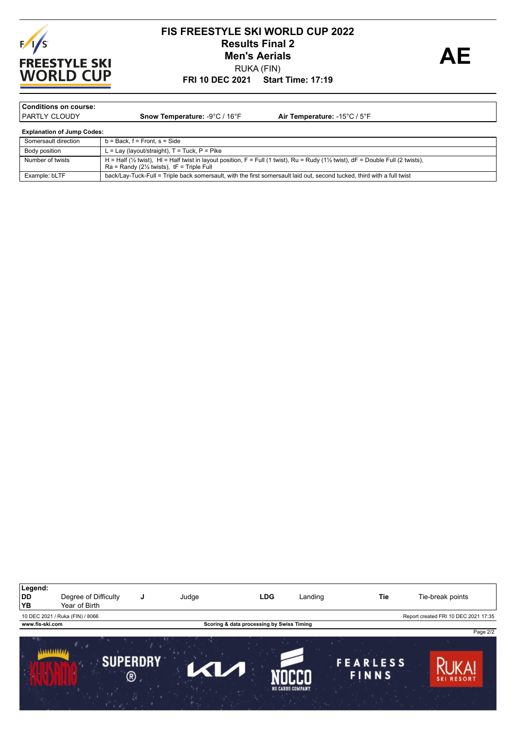## Conditions on course:

PARTLY CLOUDY **Snow Temperature:** -9°C / 16°F **Air Temperature:** -15°C / 5°F

**Explanation of Jump Codes:**

| | |
|---|---|
| Somersault direction | b = Back, f = Front, s = Side |
| Body position | L = Lay (layout/straight), T = Tuck, P = Pike |
| Number of twists | H = Half (½ twist), Hl = Half twist in layout position, F = Full (1 twist), Ru = Rudy (1½ twist), dF = Double Full (2 twists), Ra = Randy (2½ twists), tF = Triple Full |
| Example: bLTF | back/Lay-Tuck-Full = Triple back somersault, with the first somersault laid out, second tucked, third with a full twist |

**Legend:**

| | | | | | | | |
|---|---|---|---|---|---|---|---|
| **DD** | Degree of Difficulty | **J** | Judge | **LDG** | Landing | **Tie** | Tie-break points |
| **YB** | Year of Birth | | | | | | |

10 DEC 2021 / Ruka (FIN) / 8066

Report created FRI 10 DEC 2021 17:35

www.fis-ski.com

Scoring & data processing by Swiss Timing